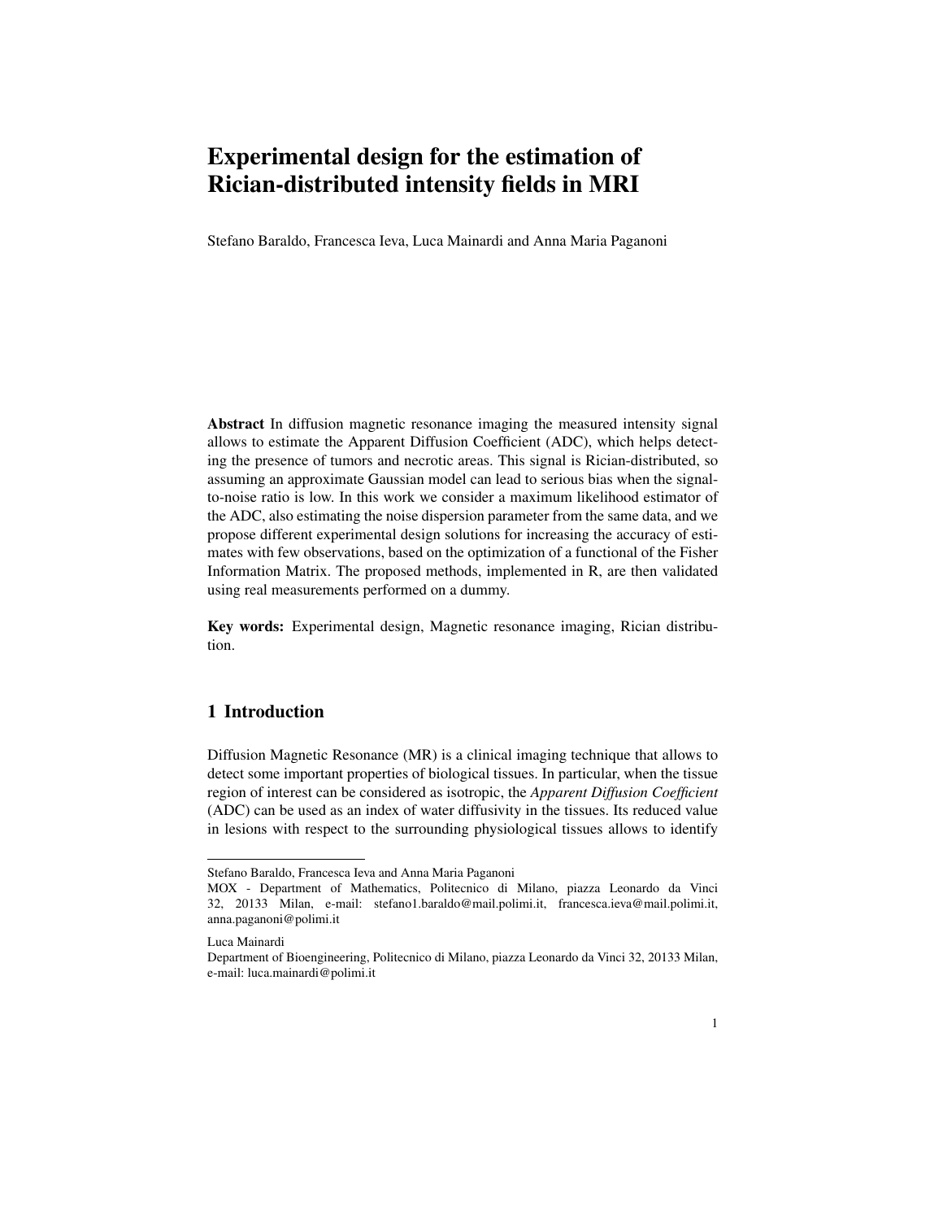# Experimental design for the estimation of Rician-distributed intensity fields in MRI

Stefano Baraldo, Francesca Ieva, Luca Mainardi and Anna Maria Paganoni

**Abstract** In diffusion magnetic resonance imaging the measured intensity signal allows to estimate the Apparent Diffusion Coefficient (ADC), which helps detecting the presence of tumors and necrotic areas. This signal is Rician-distributed, so assuming an approximate Gaussian model can lead to serious bias when the signal-to-noise ratio is low. In this work we consider a maximum likelihood estimator of the ADC, also estimating the noise dispersion parameter from the same data, and we propose different experimental design solutions for increasing the accuracy of estimates with few observations, based on the optimization of a functional of the Fisher Information Matrix. The proposed methods, implemented in R, are then validated using real measurements performed on a dummy.

**Key words:** Experimental design, Magnetic resonance imaging, Rician distribution.

## 1 Introduction

Diffusion Magnetic Resonance (MR) is a clinical imaging technique that allows to detect some important properties of biological tissues. In particular, when the tissue region of interest can be considered as isotropic, the *Apparent Diffusion Coefficient* (ADC) can be used as an index of water diffusivity in the tissues. Its reduced value in lesions with respect to the surrounding physiological tissues allows to identify

---

Stefano Baraldo, Francesca Ieva and Anna Maria Paganoni
MOX - Department of Mathematics, Politecnico di Milano, piazza Leonardo da Vinci 32, 20133 Milan, e-mail: stefano1.baraldo@mail.polimi.it, francesca.ieva@mail.polimi.it, anna.paganoni@polimi.it

Luca Mainardi
Department of Bioengineering, Politecnico di Milano, piazza Leonardo da Vinci 32, 20133 Milan, e-mail: luca.mainardi@polimi.it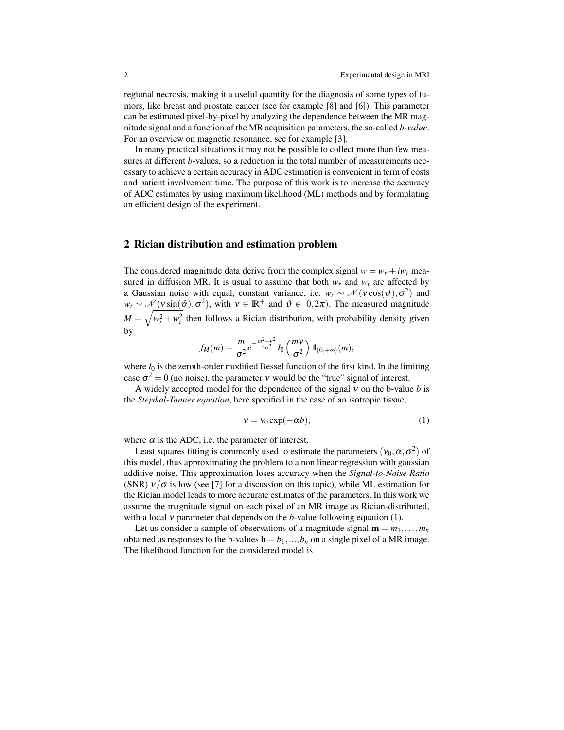regional necrosis, making it a useful quantity for the diagnosis of some types of tumors, like breast and prostate cancer (see for example [8] and [6]). This parameter can be estimated pixel-by-pixel by analyzing the dependence between the MR magnitude signal and a function of the MR acquisition parameters, the so-called *b-value*. For an overview on magnetic resonance, see for example [3].

In many practical situations it may not be possible to collect more than few measures at different *b*-values, so a reduction in the total number of measurements necessary to achieve a certain accuracy in ADC estimation is convenient in term of costs and patient involvement time. The purpose of this work is to increase the accuracy of ADC estimates by using maximum likelihood (ML) methods and by formulating an efficient design of the experiment.

## 2 Rician distribution and estimation problem

The considered magnitude data derive from the complex signal $w = w_r + iw_i$ measured in diffusion MR. It is usual to assume that both $w_r$ and $w_i$ are affected by a Gaussian noise with equal, constant variance, i.e. $w_r \sim \mathcal{N}(\nu\cos(\vartheta), \sigma^2)$ and $w_i \sim \mathcal{N}(\nu\sin(\vartheta), \sigma^2)$, with $\nu \in \mathbb{R}^+$ and $\vartheta \in [0, 2\pi)$. The measured magnitude $M = \sqrt{w_r^2 + w_i^2}$ then follows a Rician distribution, with probability density given by

$$f_M(m) = \frac{m}{\sigma^2} e^{-\frac{m^2+\nu^2}{2\sigma^2}} I_0\left(\frac{m\nu}{\sigma^2}\right) \mathbb{1}_{(0,+\infty)}(m),$$

where $I_0$ is the zeroth-order modified Bessel function of the first kind. In the limiting case $\sigma^2 = 0$ (no noise), the parameter $\nu$ would be the "true" signal of interest.

A widely accepted model for the dependence of the signal $\nu$ on the b-value $b$ is the *Stejskal-Tanner equation*, here specified in the case of an isotropic tissue,

$$\nu = \nu_0 \exp(-\alpha b), \tag{1}$$

where $\alpha$ is the ADC, i.e. the parameter of interest.

Least squares fitting is commonly used to estimate the parameters $(\nu_0, \alpha, \sigma^2)$ of this model, thus approximating the problem to a non linear regression with gaussian additive noise. This approximation loses accuracy when the *Signal-to-Noise Ratio* (SNR) $\nu/\sigma$ is low (see [7] for a discussion on this topic), while ML estimation for the Rician model leads to more accurate estimates of the parameters. In this work we assume the magnitude signal on each pixel of an MR image as Rician-distributed, with a local $\nu$ parameter that depends on the *b*-value following equation (1).

Let us consider a sample of observations of a magnitude signal $\mathbf{m} = m_1, \ldots, m_n$ obtained as responses to the b-values $\mathbf{b} = b_1, \ldots, b_n$ on a single pixel of a MR image. The likelihood function for the considered model is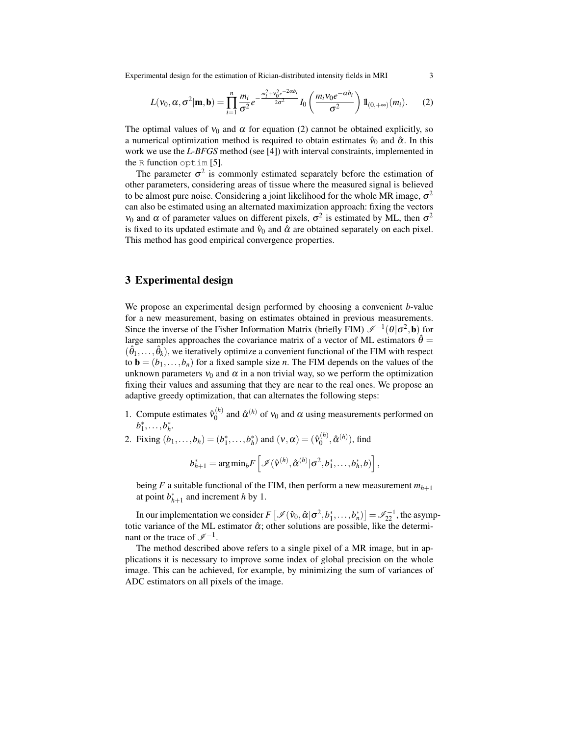$$L(\nu_0, \alpha, \sigma^2 | \mathbf{m}, \mathbf{b}) = \prod_{i=1}^{n} \frac{m_i}{\sigma^2} e^{-\frac{m_i^2 + \nu_0^2 e^{-2\alpha b_i}}{2\sigma^2}} I_0\left(\frac{m_i \nu_0 e^{-\alpha b_i}}{\sigma^2}\right) \mathbb{1}_{(0,+\infty)}(m_i). \tag{2}$$

The optimal values of $\nu_0$ and $\alpha$ for equation (2) cannot be obtained explicitly, so a numerical optimization method is required to obtain estimates $\hat{\nu}_0$ and $\hat{\alpha}$. In this work we use the *L-BFGS* method (see [4]) with interval constraints, implemented in the R function `optim` [5].

The parameter $\sigma^2$ is commonly estimated separately before the estimation of other parameters, considering areas of tissue where the measured signal is believed to be almost pure noise. Considering a joint likelihood for the whole MR image, $\sigma^2$ can also be estimated using an alternated maximization approach: fixing the vectors $\nu_0$ and $\alpha$ of parameter values on different pixels, $\sigma^2$ is estimated by ML, then $\sigma^2$ is fixed to its updated estimate and $\hat{\nu}_0$ and $\hat{\alpha}$ are obtained separately on each pixel. This method has good empirical convergence properties.

## 3 Experimental design

We propose an experimental design performed by choosing a convenient *b*-value for a new measurement, basing on estimates obtained in previous measurements. Since the inverse of the Fisher Information Matrix (briefly FIM) $\mathscr{I}^{-1}(\theta|\sigma^2, \mathbf{b})$ for large samples approaches the covariance matrix of a vector of ML estimators $\hat{\theta} = (\hat{\theta}_1, \ldots, \hat{\theta}_k)$, we iteratively optimize a convenient functional of the FIM with respect to $\mathbf{b} = (b_1, \ldots, b_n)$ for a fixed sample size $n$. The FIM depends on the values of the unknown parameters $\nu_0$ and $\alpha$ in a non trivial way, so we perform the optimization fixing their values and assuming that they are near to the real ones. We propose an adaptive greedy optimization, that can alternates the following steps:

1. Compute estimates $\hat{\nu}_0^{(h)}$ and $\hat{\alpha}^{(h)}$ of $\nu_0$ and $\alpha$ using measurements performed on $b_1^*, \ldots, b_h^*$.
2. Fixing $(b_1, \ldots, b_h) = (b_1^*, \ldots, b_h^*)$ and $(\nu, \alpha) = (\hat{\nu}_0^{(h)}, \hat{\alpha}^{(h)})$, find

$$b_{h+1}^* = \arg\min_b F\left[\mathscr{I}(\hat{\nu}^{(h)}, \hat{\alpha}^{(h)} | \sigma^2, b_1^*, \ldots, b_h^*, b)\right],$$

   being $F$ a suitable functional of the FIM, then perform a new measurement $m_{h+1}$ at point $b_{h+1}^*$ and increment $h$ by 1.

In our implementation we consider $F\left[\mathscr{I}(\hat{\nu}_0, \hat{\alpha} | \sigma^2, b_1^*, \ldots, b_n^*)\right] = \mathscr{I}_{22}^{-1}$, the asymptotic variance of the ML estimator $\hat{\alpha}$; other solutions are possible, like the determinant or the trace of $\mathscr{I}^{-1}$.

The method described above refers to a single pixel of a MR image, but in applications it is necessary to improve some index of global precision on the whole image. This can be achieved, for example, by minimizing the sum of variances of ADC estimators on all pixels of the image.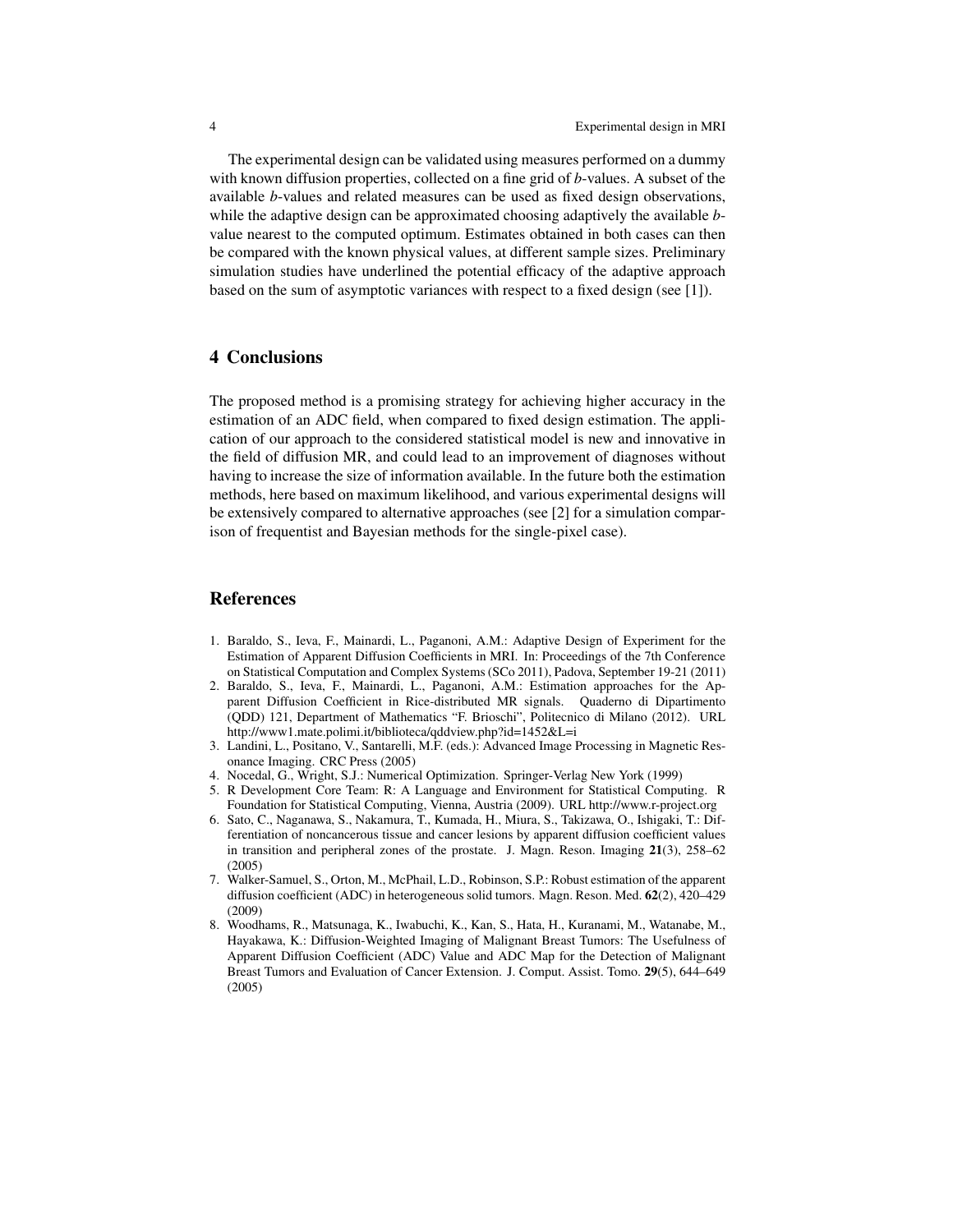The experimental design can be validated using measures performed on a dummy with known diffusion properties, collected on a fine grid of $b$-values. A subset of the available $b$-values and related measures can be used as fixed design observations, while the adaptive design can be approximated choosing adaptively the available $b$-value nearest to the computed optimum. Estimates obtained in both cases can then be compared with the known physical values, at different sample sizes. Preliminary simulation studies have underlined the potential efficacy of the adaptive approach based on the sum of asymptotic variances with respect to a fixed design (see [1]).

## 4 Conclusions

The proposed method is a promising strategy for achieving higher accuracy in the estimation of an ADC field, when compared to fixed design estimation. The application of our approach to the considered statistical model is new and innovative in the field of diffusion MR, and could lead to an improvement of diagnoses without having to increase the size of information available. In the future both the estimation methods, here based on maximum likelihood, and various experimental designs will be extensively compared to alternative approaches (see [2] for a simulation comparison of frequentist and Bayesian methods for the single-pixel case).

## References

1. Baraldo, S., Ieva, F., Mainardi, L., Paganoni, A.M.: Adaptive Design of Experiment for the Estimation of Apparent Diffusion Coefficients in MRI. In: Proceedings of the 7th Conference on Statistical Computation and Complex Systems (SCo 2011), Padova, September 19-21 (2011)
2. Baraldo, S., Ieva, F., Mainardi, L., Paganoni, A.M.: Estimation approaches for the Apparent Diffusion Coefficient in Rice-distributed MR signals. Quaderno di Dipartimento (QDD) 121, Department of Mathematics "F. Brioschi", Politecnico di Milano (2012). URL http://www1.mate.polimi.it/biblioteca/qddview.php?id=1452&L=i
3. Landini, L., Positano, V., Santarelli, M.F. (eds.): Advanced Image Processing in Magnetic Resonance Imaging. CRC Press (2005)
4. Nocedal, G., Wright, S.J.: Numerical Optimization. Springer-Verlag New York (1999)
5. R Development Core Team: R: A Language and Environment for Statistical Computing. R Foundation for Statistical Computing, Vienna, Austria (2009). URL http://www.r-project.org
6. Sato, C., Naganawa, S., Nakamura, T., Kumada, H., Miura, S., Takizawa, O., Ishigaki, T.: Differentiation of noncancerous tissue and cancer lesions by apparent diffusion coefficient values in transition and peripheral zones of the prostate. J. Magn. Reson. Imaging **21**(3), 258–62 (2005)
7. Walker-Samuel, S., Orton, M., McPhail, L.D., Robinson, S.P.: Robust estimation of the apparent diffusion coefficient (ADC) in heterogeneous solid tumors. Magn. Reson. Med. **62**(2), 420–429 (2009)
8. Woodhams, R., Matsunaga, K., Iwabuchi, K., Kan, S., Hata, H., Kuranami, M., Watanabe, M., Hayakawa, K.: Diffusion-Weighted Imaging of Malignant Breast Tumors: The Usefulness of Apparent Diffusion Coefficient (ADC) Value and ADC Map for the Detection of Malignant Breast Tumors and Evaluation of Cancer Extension. J. Comput. Assist. Tomo. **29**(5), 644–649 (2005)